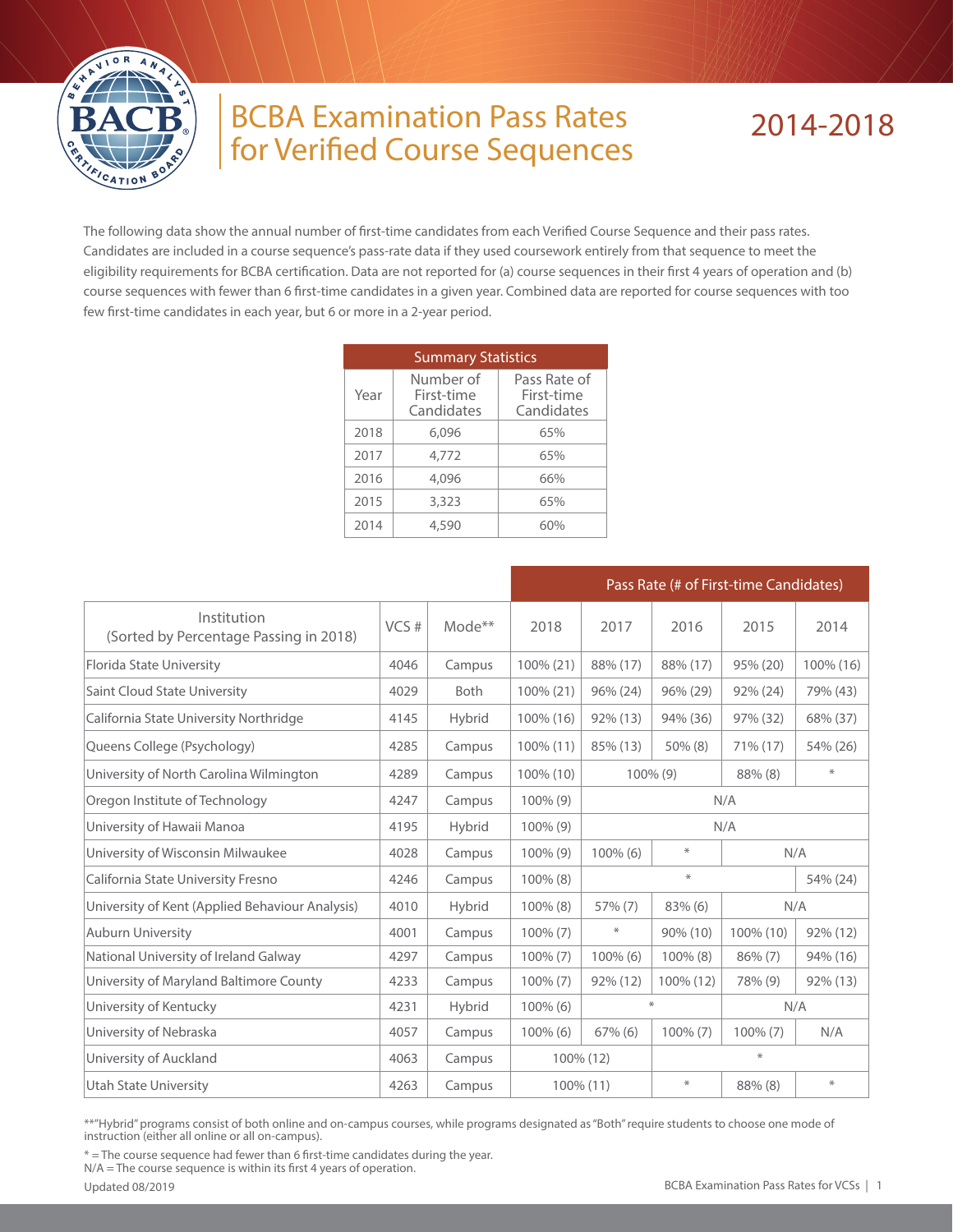# BCBA Examination Pass Rates for Verified Course Sequences

## 2014-2018

The following data show the annual number of first-time candidates from each Verified Course Sequence and their pass rates. Candidates are included in a course sequence's pass-rate data if they used coursework entirely from that sequence to meet the eligibility requirements for BCBA certification. Data are not reported for (a) course sequences in their first 4 years of operation and (b) course sequences with fewer than 6 first-time candidates in a given year. Combined data are reported for course sequences with too few first-time candidates in each year, but 6 or more in a 2-year period.

| Summary Statistics | | |
|---|---|---|
| Year | Number of First-time Candidates | Pass Rate of First-time Candidates |
| 2018 | 6,096 | 65% |
| 2017 | 4,772 | 65% |
| 2016 | 4,096 | 66% |
| 2015 | 3,323 | 65% |
| 2014 | 4,590 | 60% |

| | | | Pass Rate (# of First-time Candidates) | | | | |
|---|---|---|---|---|---|---|---|
| Institution (Sorted by Percentage Passing in 2018) | VCS # | Mode** | 2018 | 2017 | 2016 | 2015 | 2014 |
| Florida State University | 4046 | Campus | 100% (21) | 88% (17) | 88% (17) | 95% (20) | 100% (16) |
| Saint Cloud State University | 4029 | Both | 100% (21) | 96% (24) | 96% (29) | 92% (24) | 79% (43) |
| California State University Northridge | 4145 | Hybrid | 100% (16) | 92% (13) | 94% (36) | 97% (32) | 68% (37) |
| Queens College (Psychology) | 4285 | Campus | 100% (11) | 85% (13) | 50% (8) | 71% (17) | 54% (26) |
| University of North Carolina Wilmington | 4289 | Campus | 100% (10) | 100% (9) | | 88% (8) | * |
| Oregon Institute of Technology | 4247 | Campus | 100% (9) | N/A | | | |
| University of Hawaii Manoa | 4195 | Hybrid | 100% (9) | N/A | | | |
| University of Wisconsin Milwaukee | 4028 | Campus | 100% (9) | 100% (6) | * | N/A | |
| California State University Fresno | 4246 | Campus | 100% (8) | * | | | 54% (24) |
| University of Kent (Applied Behaviour Analysis) | 4010 | Hybrid | 100% (8) | 57% (7) | 83% (6) | N/A | |
| Auburn University | 4001 | Campus | 100% (7) | * | 90% (10) | 100% (10) | 92% (12) |
| National University of Ireland Galway | 4297 | Campus | 100% (7) | 100% (6) | 100% (8) | 86% (7) | 94% (16) |
| University of Maryland Baltimore County | 4233 | Campus | 100% (7) | 92% (12) | 100% (12) | 78% (9) | 92% (13) |
| University of Kentucky | 4231 | Hybrid | 100% (6) | * | | N/A | |
| University of Nebraska | 4057 | Campus | 100% (6) | 67% (6) | 100% (7) | 100% (7) | N/A |
| University of Auckland | 4063 | Campus | 100% (12) | | * | | |
| Utah State University | 4263 | Campus | 100% (11) | | * | 88% (8) | * |

**"Hybrid" programs consist of both online and on-campus courses, while programs designated as "Both" require students to choose one mode of instruction (either all online or all on-campus).

* = The course sequence had fewer than 6 first-time candidates during the year.
N/A = The course sequence is within its first 4 years of operation.

Updated 08/2019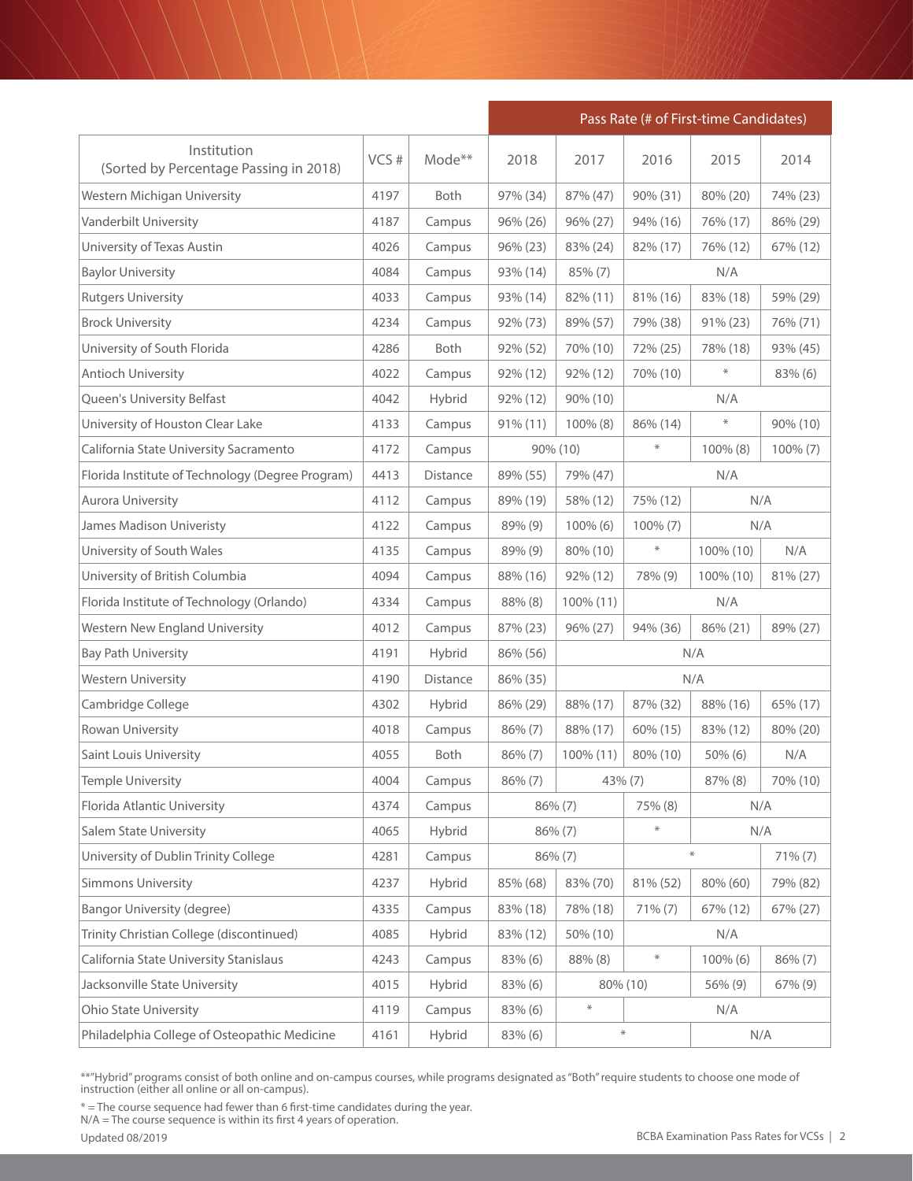| Institution (Sorted by Percentage Passing in 2018) | VCS # | Mode** | Pass Rate (# of First-time Candidates) | | | | |
|---|---|---|---|---|---|---|---|
| | | | 2018 | 2017 | 2016 | 2015 | 2014 |
| Western Michigan University | 4197 | Both | 97% (34) | 87% (47) | 90% (31) | 80% (20) | 74% (23) |
| Vanderbilt University | 4187 | Campus | 96% (26) | 96% (27) | 94% (16) | 76% (17) | 86% (29) |
| University of Texas Austin | 4026 | Campus | 96% (23) | 83% (24) | 82% (17) | 76% (12) | 67% (12) |
| Baylor University | 4084 | Campus | 93% (14) | 85% (7) | N/A | | |
| Rutgers University | 4033 | Campus | 93% (14) | 82% (11) | 81% (16) | 83% (18) | 59% (29) |
| Brock University | 4234 | Campus | 92% (73) | 89% (57) | 79% (38) | 91% (23) | 76% (71) |
| University of South Florida | 4286 | Both | 92% (52) | 70% (10) | 72% (25) | 78% (18) | 93% (45) |
| Antioch University | 4022 | Campus | 92% (12) | 92% (12) | 70% (10) | * | 83% (6) |
| Queen's University Belfast | 4042 | Hybrid | 92% (12) | 90% (10) | N/A | | |
| University of Houston Clear Lake | 4133 | Campus | 91% (11) | 100% (8) | 86% (14) | * | 90% (10) |
| California State University Sacramento | 4172 | Campus | 90% (10) | | * | 100% (8) | 100% (7) |
| Florida Institute of Technology (Degree Program) | 4413 | Distance | 89% (55) | 79% (47) | N/A | | |
| Aurora University | 4112 | Campus | 89% (19) | 58% (12) | 75% (12) | N/A | |
| James Madison Univeristy | 4122 | Campus | 89% (9) | 100% (6) | 100% (7) | N/A | |
| University of South Wales | 4135 | Campus | 89% (9) | 80% (10) | * | 100% (10) | N/A |
| University of British Columbia | 4094 | Campus | 88% (16) | 92% (12) | 78% (9) | 100% (10) | 81% (27) |
| Florida Institute of Technology (Orlando) | 4334 | Campus | 88% (8) | 100% (11) | N/A | | |
| Western New England University | 4012 | Campus | 87% (23) | 96% (27) | 94% (36) | 86% (21) | 89% (27) |
| Bay Path University | 4191 | Hybrid | 86% (56) | N/A | | | |
| Western University | 4190 | Distance | 86% (35) | N/A | | | |
| Cambridge College | 4302 | Hybrid | 86% (29) | 88% (17) | 87% (32) | 88% (16) | 65% (17) |
| Rowan University | 4018 | Campus | 86% (7) | 88% (17) | 60% (15) | 83% (12) | 80% (20) |
| Saint Louis University | 4055 | Both | 86% (7) | 100% (11) | 80% (10) | 50% (6) | N/A |
| Temple University | 4004 | Campus | 86% (7) | 43% (7) | | 87% (8) | 70% (10) |
| Florida Atlantic University | 4374 | Campus | 86% (7) | | 75% (8) | N/A | |
| Salem State University | 4065 | Hybrid | 86% (7) | | * | N/A | |
| University of Dublin Trinity College | 4281 | Campus | 86% (7) | | * | | 71% (7) |
| Simmons University | 4237 | Hybrid | 85% (68) | 83% (70) | 81% (52) | 80% (60) | 79% (82) |
| Bangor University (degree) | 4335 | Campus | 83% (18) | 78% (18) | 71% (7) | 67% (12) | 67% (27) |
| Trinity Christian College (discontinued) | 4085 | Hybrid | 83% (12) | 50% (10) | N/A | | |
| California State University Stanislaus | 4243 | Campus | 83% (6) | 88% (8) | * | 100% (6) | 86% (7) |
| Jacksonville State University | 4015 | Hybrid | 83% (6) | 80% (10) | | 56% (9) | 67% (9) |
| Ohio State University | 4119 | Campus | 83% (6) | * | N/A | | |
| Philadelphia College of Osteopathic Medicine | 4161 | Hybrid | 83% (6) | * | | N/A | |

**"Hybrid" programs consist of both online and on-campus courses, while programs designated as "Both" require students to choose one mode of instruction (either all online or all on-campus).

* = The course sequence had fewer than 6 first-time candidates during the year.
N/A = The course sequence is within its first 4 years of operation.

Updated 08/2019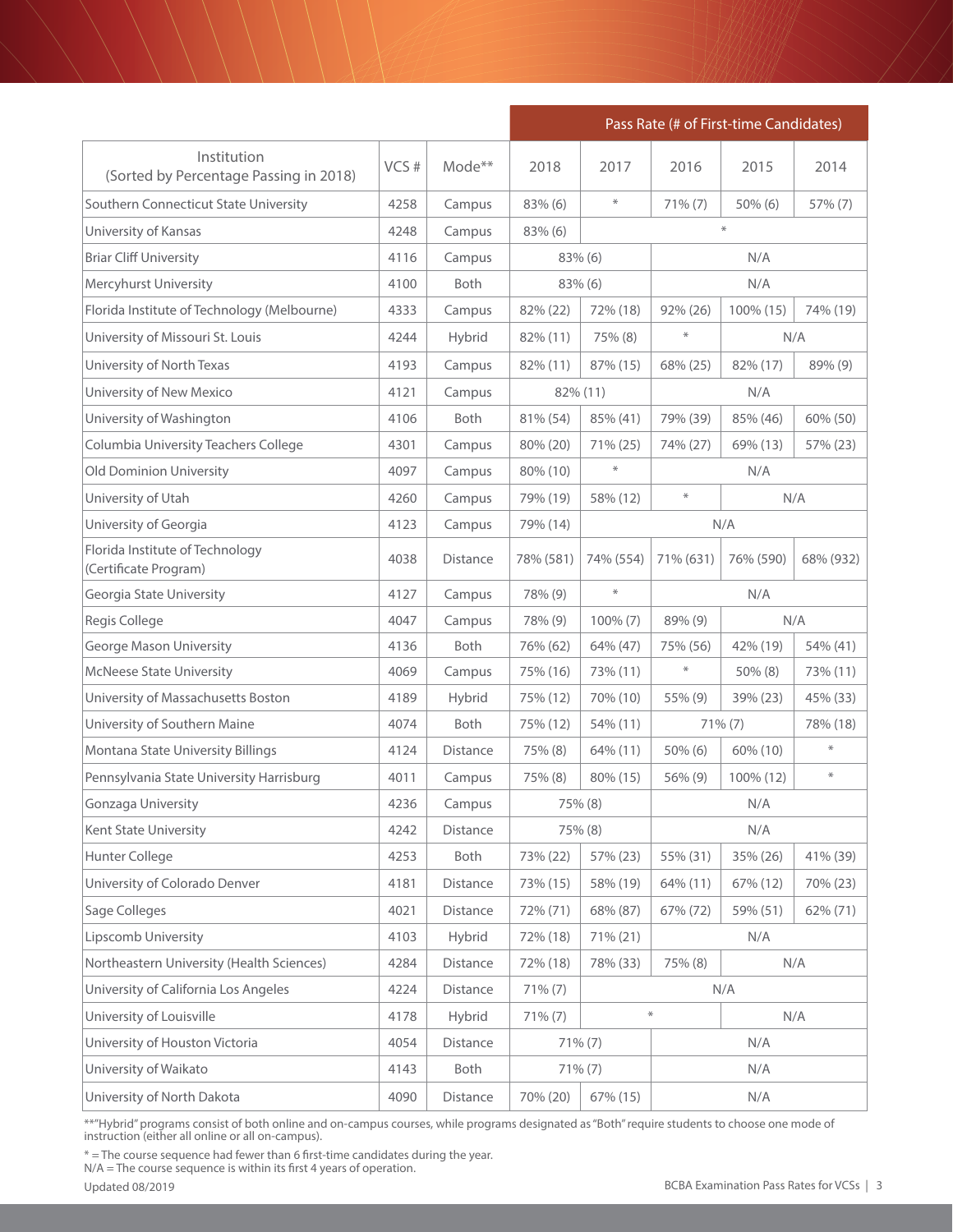| Institution (Sorted by Percentage Passing in 2018) | VCS # | Mode** | Pass Rate (# of First-time Candidates) | | | | |
|---|---|---|---|---|---|---|---|
| | | | 2018 | 2017 | 2016 | 2015 | 2014 |
| Southern Connecticut State University | 4258 | Campus | 83% (6) | * | 71% (7) | 50% (6) | 57% (7) |
| University of Kansas | 4248 | Campus | 83% (6) | * | | | |
| Briar Cliff University | 4116 | Campus | 83% (6) | | N/A | | |
| Mercyhurst University | 4100 | Both | 83% (6) | | N/A | | |
| Florida Institute of Technology (Melbourne) | 4333 | Campus | 82% (22) | 72% (18) | 92% (26) | 100% (15) | 74% (19) |
| University of Missouri St. Louis | 4244 | Hybrid | 82% (11) | 75% (8) | * | N/A | |
| University of North Texas | 4193 | Campus | 82% (11) | 87% (15) | 68% (25) | 82% (17) | 89% (9) |
| University of New Mexico | 4121 | Campus | 82% (11) | | N/A | | |
| University of Washington | 4106 | Both | 81% (54) | 85% (41) | 79% (39) | 85% (46) | 60% (50) |
| Columbia University Teachers College | 4301 | Campus | 80% (20) | 71% (25) | 74% (27) | 69% (13) | 57% (23) |
| Old Dominion University | 4097 | Campus | 80% (10) | * | N/A | | |
| University of Utah | 4260 | Campus | 79% (19) | 58% (12) | * | N/A | |
| University of Georgia | 4123 | Campus | 79% (14) | N/A | | | |
| Florida Institute of Technology (Certificate Program) | 4038 | Distance | 78% (581) | 74% (554) | 71% (631) | 76% (590) | 68% (932) |
| Georgia State University | 4127 | Campus | 78% (9) | * | N/A | | |
| Regis College | 4047 | Campus | 78% (9) | 100% (7) | 89% (9) | N/A | |
| George Mason University | 4136 | Both | 76% (62) | 64% (47) | 75% (56) | 42% (19) | 54% (41) |
| McNeese State University | 4069 | Campus | 75% (16) | 73% (11) | * | 50% (8) | 73% (11) |
| University of Massachusetts Boston | 4189 | Hybrid | 75% (12) | 70% (10) | 55% (9) | 39% (23) | 45% (33) |
| University of Southern Maine | 4074 | Both | 75% (12) | 54% (11) | 71% (7) | | 78% (18) |
| Montana State University Billings | 4124 | Distance | 75% (8) | 64% (11) | 50% (6) | 60% (10) | * |
| Pennsylvania State University Harrisburg | 4011 | Campus | 75% (8) | 80% (15) | 56% (9) | 100% (12) | * |
| Gonzaga University | 4236 | Campus | 75% (8) | | N/A | | |
| Kent State University | 4242 | Distance | 75% (8) | | N/A | | |
| Hunter College | 4253 | Both | 73% (22) | 57% (23) | 55% (31) | 35% (26) | 41% (39) |
| University of Colorado Denver | 4181 | Distance | 73% (15) | 58% (19) | 64% (11) | 67% (12) | 70% (23) |
| Sage Colleges | 4021 | Distance | 72% (71) | 68% (87) | 67% (72) | 59% (51) | 62% (71) |
| Lipscomb University | 4103 | Hybrid | 72% (18) | 71% (21) | N/A | | |
| Northeastern University (Health Sciences) | 4284 | Distance | 72% (18) | 78% (33) | 75% (8) | N/A | |
| University of California Los Angeles | 4224 | Distance | 71% (7) | N/A | | | |
| University of Louisville | 4178 | Hybrid | 71% (7) | * | | N/A | |
| University of Houston Victoria | 4054 | Distance | 71% (7) | | N/A | | |
| University of Waikato | 4143 | Both | 71% (7) | | N/A | | |
| University of North Dakota | 4090 | Distance | 70% (20) | 67% (15) | N/A | | |

**"Hybrid" programs consist of both online and on-campus courses, while programs designated as "Both" require students to choose one mode of instruction (either all online or all on-campus).

* = The course sequence had fewer than 6 first-time candidates during the year.
N/A = The course sequence is within its first 4 years of operation.

Updated 08/2019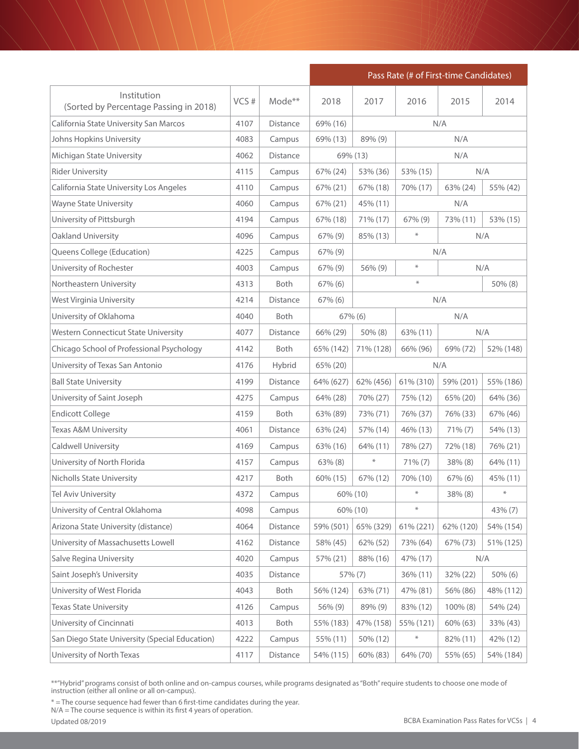| Institution (Sorted by Percentage Passing in 2018) | VCS # | Mode** | Pass Rate (# of First-time Candidates) 2018 | 2017 | 2016 | 2015 | 2014 |
|---|---|---|---|---|---|---|---|
| California State University San Marcos | 4107 | Distance | 69% (16) | N/A | | | |
| Johns Hopkins University | 4083 | Campus | 69% (13) | 89% (9) | N/A | | |
| Michigan State University | 4062 | Distance | 69% (13) | | N/A | | |
| Rider University | 4115 | Campus | 67% (24) | 53% (36) | 53% (15) | N/A | |
| California State University Los Angeles | 4110 | Campus | 67% (21) | 67% (18) | 70% (17) | 63% (24) | 55% (42) |
| Wayne State University | 4060 | Campus | 67% (21) | 45% (11) | N/A | | |
| University of Pittsburgh | 4194 | Campus | 67% (18) | 71% (17) | 67% (9) | 73% (11) | 53% (15) |
| Oakland University | 4096 | Campus | 67% (9) | 85% (13) | * | N/A | |
| Queens College (Education) | 4225 | Campus | 67% (9) | N/A | | | |
| University of Rochester | 4003 | Campus | 67% (9) | 56% (9) | * | N/A | |
| Northeastern University | 4313 | Both | 67% (6) | * | | | 50% (8) |
| West Virginia University | 4214 | Distance | 67% (6) | N/A | | | |
| University of Oklahoma | 4040 | Both | 67% (6) | | N/A | | |
| Western Connecticut State University | 4077 | Distance | 66% (29) | 50% (8) | 63% (11) | N/A | |
| Chicago School of Professional Psychology | 4142 | Both | 65% (142) | 71% (128) | 66% (96) | 69% (72) | 52% (148) |
| University of Texas San Antonio | 4176 | Hybrid | 65% (20) | N/A | | | |
| Ball State University | 4199 | Distance | 64% (627) | 62% (456) | 61% (310) | 59% (201) | 55% (186) |
| University of Saint Joseph | 4275 | Campus | 64% (28) | 70% (27) | 75% (12) | 65% (20) | 64% (36) |
| Endicott College | 4159 | Both | 63% (89) | 73% (71) | 76% (37) | 76% (33) | 67% (46) |
| Texas A&M University | 4061 | Distance | 63% (24) | 57% (14) | 46% (13) | 71% (7) | 54% (13) |
| Caldwell University | 4169 | Campus | 63% (16) | 64% (11) | 78% (27) | 72% (18) | 76% (21) |
| University of North Florida | 4157 | Campus | 63% (8) | * | 71% (7) | 38% (8) | 64% (11) |
| Nicholls State University | 4217 | Both | 60% (15) | 67% (12) | 70% (10) | 67% (6) | 45% (11) |
| Tel Aviv University | 4372 | Campus | 60% (10) | | * | 38% (8) | * |
| University of Central Oklahoma | 4098 | Campus | 60% (10) | | * | | 43% (7) |
| Arizona State University (distance) | 4064 | Distance | 59% (501) | 65% (329) | 61% (221) | 62% (120) | 54% (154) |
| University of Massachusetts Lowell | 4162 | Distance | 58% (45) | 62% (52) | 73% (64) | 67% (73) | 51% (125) |
| Salve Regina University | 4020 | Campus | 57% (21) | 88% (16) | 47% (17) | N/A | |
| Saint Joseph's University | 4035 | Distance | 57% (7) | | 36% (11) | 32% (22) | 50% (6) |
| University of West Florida | 4043 | Both | 56% (124) | 63% (71) | 47% (81) | 56% (86) | 48% (112) |
| Texas State University | 4126 | Campus | 56% (9) | 89% (9) | 83% (12) | 100% (8) | 54% (24) |
| University of Cincinnati | 4013 | Both | 55% (183) | 47% (158) | 55% (121) | 60% (63) | 33% (43) |
| San Diego State University (Special Education) | 4222 | Campus | 55% (11) | 50% (12) | * | 82% (11) | 42% (12) |
| University of North Texas | 4117 | Distance | 54% (115) | 60% (83) | 64% (70) | 55% (65) | 54% (184) |

**"Hybrid" programs consist of both online and on-campus courses, while programs designated as "Both" require students to choose one mode of instruction (either all online or all on-campus).

* = The course sequence had fewer than 6 first-time candidates during the year.
N/A = The course sequence is within its first 4 years of operation.

Updated 08/2019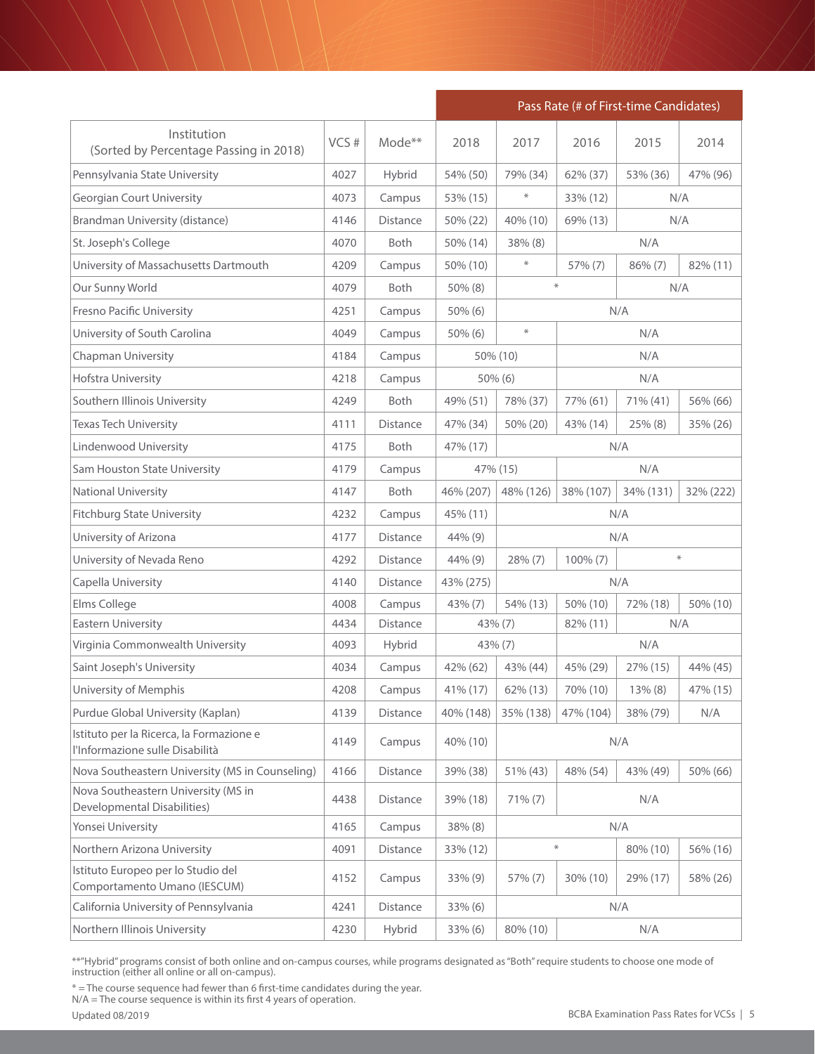| Institution (Sorted by Percentage Passing in 2018) | VCS # | Mode** | Pass Rate (# of First-time Candidates) | | | | |
|---|---|---|---|---|---|---|---|
| | | | 2018 | 2017 | 2016 | 2015 | 2014 |
| Pennsylvania State University | 4027 | Hybrid | 54% (50) | 79% (34) | 62% (37) | 53% (36) | 47% (96) |
| Georgian Court University | 4073 | Campus | 53% (15) | * | 33% (12) | N/A | |
| Brandman University (distance) | 4146 | Distance | 50% (22) | 40% (10) | 69% (13) | N/A | |
| St. Joseph's College | 4070 | Both | 50% (14) | 38% (8) | N/A | | |
| University of Massachusetts Dartmouth | 4209 | Campus | 50% (10) | * | 57% (7) | 86% (7) | 82% (11) |
| Our Sunny World | 4079 | Both | 50% (8) | * | | N/A | |
| Fresno Pacific University | 4251 | Campus | 50% (6) | N/A | | | |
| University of South Carolina | 4049 | Campus | 50% (6) | * | N/A | | |
| Chapman University | 4184 | Campus | 50% (10) | | N/A | | |
| Hofstra University | 4218 | Campus | 50% (6) | | N/A | | |
| Southern Illinois University | 4249 | Both | 49% (51) | 78% (37) | 77% (61) | 71% (41) | 56% (66) |
| Texas Tech University | 4111 | Distance | 47% (34) | 50% (20) | 43% (14) | 25% (8) | 35% (26) |
| Lindenwood University | 4175 | Both | 47% (17) | N/A | | | |
| Sam Houston State University | 4179 | Campus | 47% (15) | | N/A | | |
| National University | 4147 | Both | 46% (207) | 48% (126) | 38% (107) | 34% (131) | 32% (222) |
| Fitchburg State University | 4232 | Campus | 45% (11) | N/A | | | |
| University of Arizona | 4177 | Distance | 44% (9) | N/A | | | |
| University of Nevada Reno | 4292 | Distance | 44% (9) | 28% (7) | 100% (7) | * | |
| Capella University | 4140 | Distance | 43% (275) | N/A | | | |
| Elms College | 4008 | Campus | 43% (7) | 54% (13) | 50% (10) | 72% (18) | 50% (10) |
| Eastern University | 4434 | Distance | 43% (7) | | 82% (11) | N/A | |
| Virginia Commonwealth University | 4093 | Hybrid | 43% (7) | | N/A | | |
| Saint Joseph's University | 4034 | Campus | 42% (62) | 43% (44) | 45% (29) | 27% (15) | 44% (45) |
| University of Memphis | 4208 | Campus | 41% (17) | 62% (13) | 70% (10) | 13% (8) | 47% (15) |
| Purdue Global University (Kaplan) | 4139 | Distance | 40% (148) | 35% (138) | 47% (104) | 38% (79) | N/A |
| Istituto per la Ricerca, la Formazione e l'Informazione sulle Disabilità | 4149 | Campus | 40% (10) | N/A | | | |
| Nova Southeastern University (MS in Counseling) | 4166 | Distance | 39% (38) | 51% (43) | 48% (54) | 43% (49) | 50% (66) |
| Nova Southeastern University (MS in Developmental Disabilities) | 4438 | Distance | 39% (18) | 71% (7) | N/A | | |
| Yonsei University | 4165 | Campus | 38% (8) | N/A | | | |
| Northern Arizona University | 4091 | Distance | 33% (12) | * | | 80% (10) | 56% (16) |
| Istituto Europeo per lo Studio del Comportamento Umano (IESCUM) | 4152 | Campus | 33% (9) | 57% (7) | 30% (10) | 29% (17) | 58% (26) |
| California University of Pennsylvania | 4241 | Distance | 33% (6) | N/A | | | |
| Northern Illinois University | 4230 | Hybrid | 33% (6) | 80% (10) | N/A | | |

**"Hybrid" programs consist of both online and on-campus courses, while programs designated as "Both" require students to choose one mode of instruction (either all online or all on-campus).

* = The course sequence had fewer than 6 first-time candidates during the year.
N/A = The course sequence is within its first 4 years of operation.

Updated 08/2019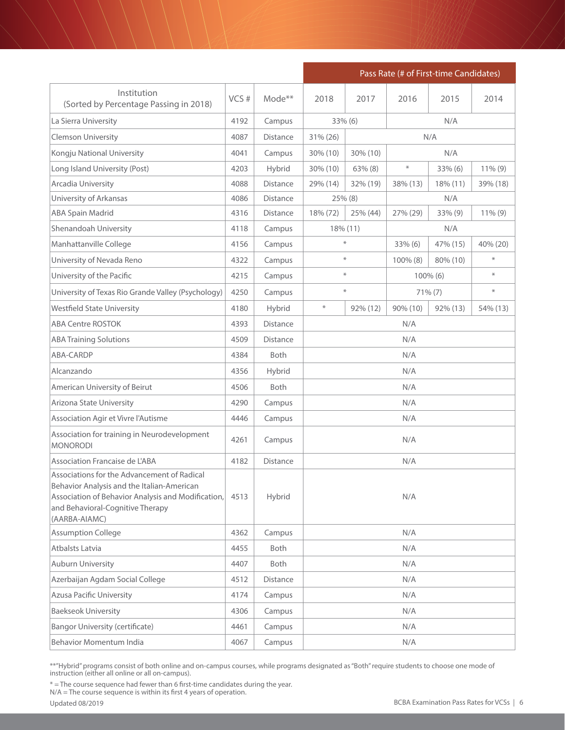| Institution (Sorted by Percentage Passing in 2018) | VCS # | Mode** | Pass Rate (# of First-time Candidates) | | | | |
|---|---|---|---|---|---|---|---|
| | | | 2018 | 2017 | 2016 | 2015 | 2014 |
| La Sierra University | 4192 | Campus | 33% (6) | | N/A | | |
| Clemson University | 4087 | Distance | 31% (26) | N/A | | | |
| Kongju National University | 4041 | Campus | 30% (10) | 30% (10) | N/A | | |
| Long Island University (Post) | 4203 | Hybrid | 30% (10) | 63% (8) | * | 33% (6) | 11% (9) |
| Arcadia University | 4088 | Distance | 29% (14) | 32% (19) | 38% (13) | 18% (11) | 39% (18) |
| University of Arkansas | 4086 | Distance | 25% (8) | | N/A | | |
| ABA Spain Madrid | 4316 | Distance | 18% (72) | 25% (44) | 27% (29) | 33% (9) | 11% (9) |
| Shenandoah University | 4118 | Campus | 18% (11) | | N/A | | |
| Manhattanville College | 4156 | Campus | * | | 33% (6) | 47% (15) | 40% (20) |
| University of Nevada Reno | 4322 | Campus | * | | 100% (8) | 80% (10) | * |
| University of the Pacific | 4215 | Campus | * | | 100% (6) | | * |
| University of Texas Rio Grande Valley (Psychology) | 4250 | Campus | * | | 71% (7) | | * |
| Westfield State University | 4180 | Hybrid | * | 92% (12) | 90% (10) | 92% (13) | 54% (13) |
| ABA Centre ROSTOK | 4393 | Distance | N/A | | | | |
| ABA Training Solutions | 4509 | Distance | N/A | | | | |
| ABA-CARDP | 4384 | Both | N/A | | | | |
| Alcanzando | 4356 | Hybrid | N/A | | | | |
| American University of Beirut | 4506 | Both | N/A | | | | |
| Arizona State University | 4290 | Campus | N/A | | | | |
| Association Agir et Vivre l'Autisme | 4446 | Campus | N/A | | | | |
| Association for training in Neurodevelopment MONORODI | 4261 | Campus | N/A | | | | |
| Association Francaise de L'ABA | 4182 | Distance | N/A | | | | |
| Associations for the Advancement of Radical Behavior Analysis and the Italian-American Association of Behavior Analysis and Modification, and Behavioral-Cognitive Therapy (AARBA-AIAMC) | 4513 | Hybrid | N/A | | | | |
| Assumption College | 4362 | Campus | N/A | | | | |
| Atbalsts Latvia | 4455 | Both | N/A | | | | |
| Auburn University | 4407 | Both | N/A | | | | |
| Azerbaijan Agdam Social College | 4512 | Distance | N/A | | | | |
| Azusa Pacific University | 4174 | Campus | N/A | | | | |
| Baekseok University | 4306 | Campus | N/A | | | | |
| Bangor University (certificate) | 4461 | Campus | N/A | | | | |
| Behavior Momentum India | 4067 | Campus | N/A | | | | |

**"Hybrid" programs consist of both online and on-campus courses, while programs designated as "Both" require students to choose one mode of instruction (either all online or all on-campus).

* = The course sequence had fewer than 6 first-time candidates during the year.
N/A = The course sequence is within its first 4 years of operation.

Updated 08/2019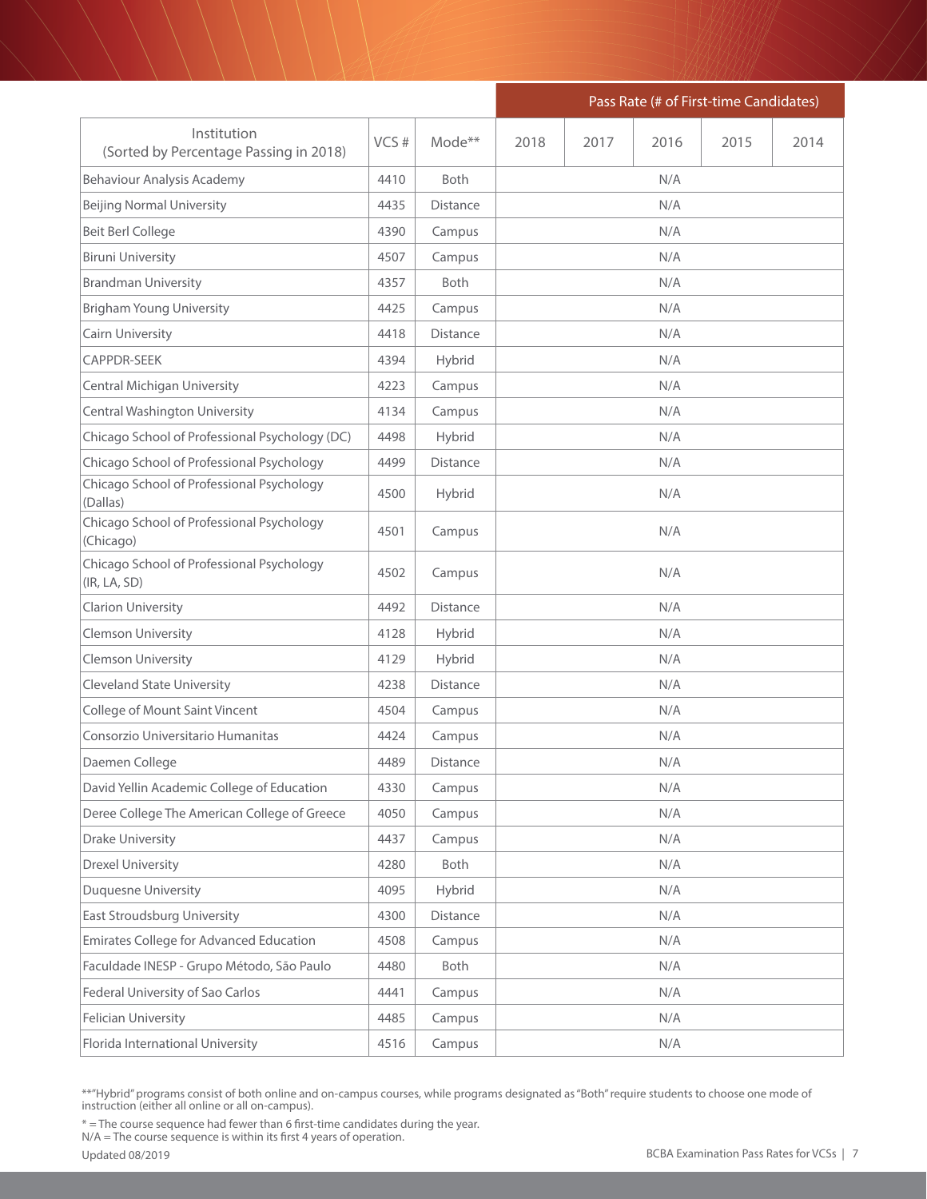| Institution (Sorted by Percentage Passing in 2018) | VCS # | Mode** | Pass Rate (# of First-time Candidates) | | | | |
|---|---|---|---|---|---|---|---|
| | | | 2018 | 2017 | 2016 | 2015 | 2014 |
| Behaviour Analysis Academy | 4410 | Both | N/A | | | | |
| Beijing Normal University | 4435 | Distance | N/A | | | | |
| Beit Berl College | 4390 | Campus | N/A | | | | |
| Biruni University | 4507 | Campus | N/A | | | | |
| Brandman University | 4357 | Both | N/A | | | | |
| Brigham Young University | 4425 | Campus | N/A | | | | |
| Cairn University | 4418 | Distance | N/A | | | | |
| CAPPDR-SEEK | 4394 | Hybrid | N/A | | | | |
| Central Michigan University | 4223 | Campus | N/A | | | | |
| Central Washington University | 4134 | Campus | N/A | | | | |
| Chicago School of Professional Psychology (DC) | 4498 | Hybrid | N/A | | | | |
| Chicago School of Professional Psychology | 4499 | Distance | N/A | | | | |
| Chicago School of Professional Psychology (Dallas) | 4500 | Hybrid | N/A | | | | |
| Chicago School of Professional Psychology (Chicago) | 4501 | Campus | N/A | | | | |
| Chicago School of Professional Psychology (IR, LA, SD) | 4502 | Campus | N/A | | | | |
| Clarion University | 4492 | Distance | N/A | | | | |
| Clemson University | 4128 | Hybrid | N/A | | | | |
| Clemson University | 4129 | Hybrid | N/A | | | | |
| Cleveland State University | 4238 | Distance | N/A | | | | |
| College of Mount Saint Vincent | 4504 | Campus | N/A | | | | |
| Consorzio Universitario Humanitas | 4424 | Campus | N/A | | | | |
| Daemen College | 4489 | Distance | N/A | | | | |
| David Yellin Academic College of Education | 4330 | Campus | N/A | | | | |
| Deree College The American College of Greece | 4050 | Campus | N/A | | | | |
| Drake University | 4437 | Campus | N/A | | | | |
| Drexel University | 4280 | Both | N/A | | | | |
| Duquesne University | 4095 | Hybrid | N/A | | | | |
| East Stroudsburg University | 4300 | Distance | N/A | | | | |
| Emirates College for Advanced Education | 4508 | Campus | N/A | | | | |
| Faculdade INESP - Grupo Método, São Paulo | 4480 | Both | N/A | | | | |
| Federal University of Sao Carlos | 4441 | Campus | N/A | | | | |
| Felician University | 4485 | Campus | N/A | | | | |
| Florida International University | 4516 | Campus | N/A | | | | |

**"Hybrid" programs consist of both online and on-campus courses, while programs designated as "Both" require students to choose one mode of instruction (either all online or all on-campus).

* = The course sequence had fewer than 6 first-time candidates during the year.
N/A = The course sequence is within its first 4 years of operation.

Updated 08/2019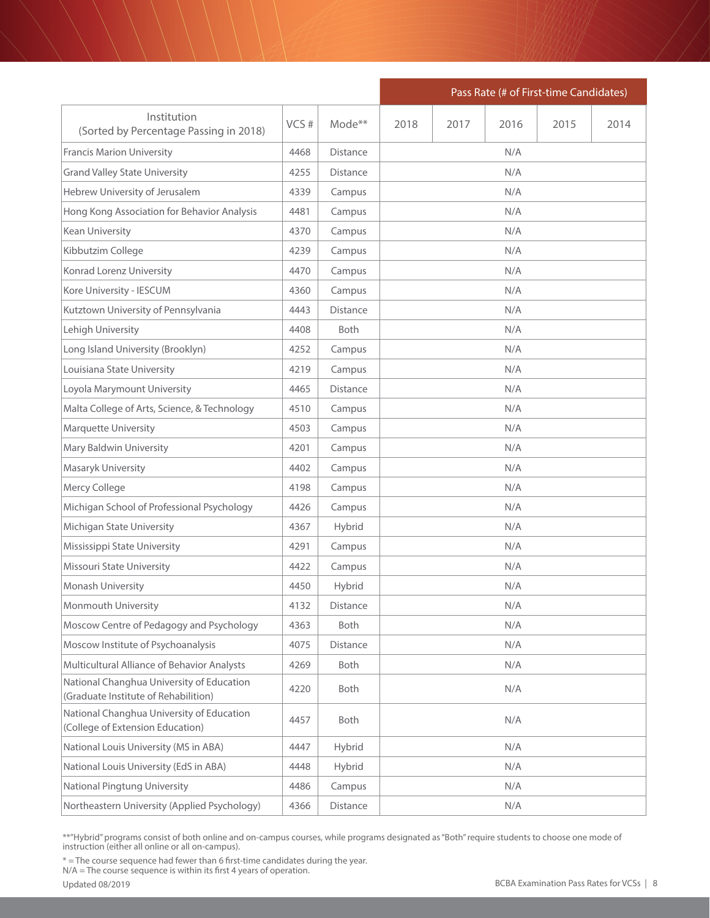| Institution (Sorted by Percentage Passing in 2018) | VCS # | Mode** | Pass Rate (# of First-time Candidates) | | | | |
|---|---|---|---|---|---|---|---|
| | | | 2018 | 2017 | 2016 | 2015 | 2014 |
| Francis Marion University | 4468 | Distance | N/A | | | | |
| Grand Valley State University | 4255 | Distance | N/A | | | | |
| Hebrew University of Jerusalem | 4339 | Campus | N/A | | | | |
| Hong Kong Association for Behavior Analysis | 4481 | Campus | N/A | | | | |
| Kean University | 4370 | Campus | N/A | | | | |
| Kibbutzim College | 4239 | Campus | N/A | | | | |
| Konrad Lorenz University | 4470 | Campus | N/A | | | | |
| Kore University - IESCUM | 4360 | Campus | N/A | | | | |
| Kutztown University of Pennsylvania | 4443 | Distance | N/A | | | | |
| Lehigh University | 4408 | Both | N/A | | | | |
| Long Island University (Brooklyn) | 4252 | Campus | N/A | | | | |
| Louisiana State University | 4219 | Campus | N/A | | | | |
| Loyola Marymount University | 4465 | Distance | N/A | | | | |
| Malta College of Arts, Science, & Technology | 4510 | Campus | N/A | | | | |
| Marquette University | 4503 | Campus | N/A | | | | |
| Mary Baldwin University | 4201 | Campus | N/A | | | | |
| Masaryk University | 4402 | Campus | N/A | | | | |
| Mercy College | 4198 | Campus | N/A | | | | |
| Michigan School of Professional Psychology | 4426 | Campus | N/A | | | | |
| Michigan State University | 4367 | Hybrid | N/A | | | | |
| Mississippi State University | 4291 | Campus | N/A | | | | |
| Missouri State University | 4422 | Campus | N/A | | | | |
| Monash University | 4450 | Hybrid | N/A | | | | |
| Monmouth University | 4132 | Distance | N/A | | | | |
| Moscow Centre of Pedagogy and Psychology | 4363 | Both | N/A | | | | |
| Moscow Institute of Psychoanalysis | 4075 | Distance | N/A | | | | |
| Multicultural Alliance of Behavior Analysts | 4269 | Both | N/A | | | | |
| National Changhua University of Education (Graduate Institute of Rehabilition) | 4220 | Both | N/A | | | | |
| National Changhua University of Education (College of Extension Education) | 4457 | Both | N/A | | | | |
| National Louis University (MS in ABA) | 4447 | Hybrid | N/A | | | | |
| National Louis University (EdS in ABA) | 4448 | Hybrid | N/A | | | | |
| National Pingtung University | 4486 | Campus | N/A | | | | |
| Northeastern University (Applied Psychology) | 4366 | Distance | N/A | | | | |

**"Hybrid" programs consist of both online and on-campus courses, while programs designated as "Both" require students to choose one mode of instruction (either all online or all on-campus).

* = The course sequence had fewer than 6 first-time candidates during the year.
N/A = The course sequence is within its first 4 years of operation.

Updated 08/2019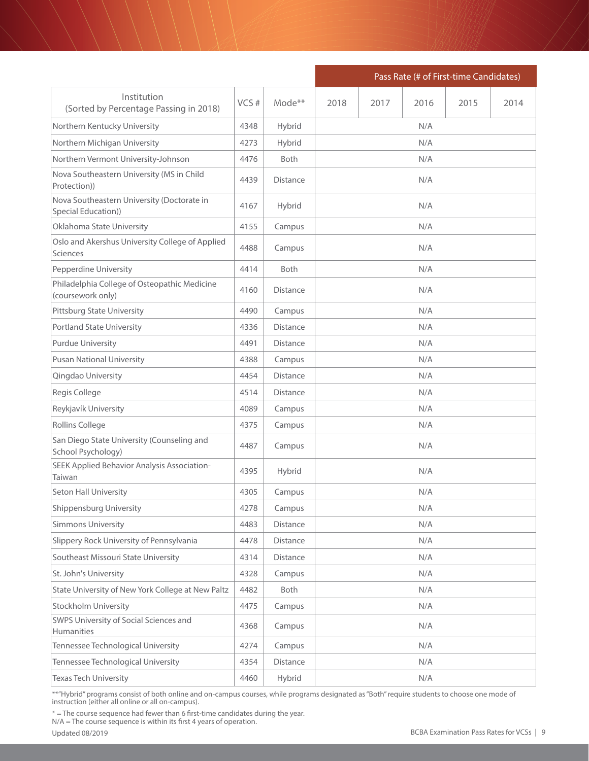| Institution (Sorted by Percentage Passing in 2018) | VCS # | Mode** | Pass Rate (# of First-time Candidates) | | | | |
|---|---|---|---|---|---|---|---|
| | | | 2018 | 2017 | 2016 | 2015 | 2014 |
| Northern Kentucky University | 4348 | Hybrid | N/A | | | | |
| Northern Michigan University | 4273 | Hybrid | N/A | | | | |
| Northern Vermont University-Johnson | 4476 | Both | N/A | | | | |
| Nova Southeastern University (MS in Child Protection)) | 4439 | Distance | N/A | | | | |
| Nova Southeastern University (Doctorate in Special Education)) | 4167 | Hybrid | N/A | | | | |
| Oklahoma State University | 4155 | Campus | N/A | | | | |
| Oslo and Akershus University College of Applied Sciences | 4488 | Campus | N/A | | | | |
| Pepperdine University | 4414 | Both | N/A | | | | |
| Philadelphia College of Osteopathic Medicine (coursework only) | 4160 | Distance | N/A | | | | |
| Pittsburg State University | 4490 | Campus | N/A | | | | |
| Portland State University | 4336 | Distance | N/A | | | | |
| Purdue University | 4491 | Distance | N/A | | | | |
| Pusan National University | 4388 | Campus | N/A | | | | |
| Qingdao University | 4454 | Distance | N/A | | | | |
| Regis College | 4514 | Distance | N/A | | | | |
| Reykjavík University | 4089 | Campus | N/A | | | | |
| Rollins College | 4375 | Campus | N/A | | | | |
| San Diego State University (Counseling and School Psychology) | 4487 | Campus | N/A | | | | |
| SEEK Applied Behavior Analysis Association-Taiwan | 4395 | Hybrid | N/A | | | | |
| Seton Hall University | 4305 | Campus | N/A | | | | |
| Shippensburg University | 4278 | Campus | N/A | | | | |
| Simmons University | 4483 | Distance | N/A | | | | |
| Slippery Rock University of Pennsylvania | 4478 | Distance | N/A | | | | |
| Southeast Missouri State University | 4314 | Distance | N/A | | | | |
| St. John's University | 4328 | Campus | N/A | | | | |
| State University of New York College at New Paltz | 4482 | Both | N/A | | | | |
| Stockholm University | 4475 | Campus | N/A | | | | |
| SWPS University of Social Sciences and Humanities | 4368 | Campus | N/A | | | | |
| Tennessee Technological University | 4274 | Campus | N/A | | | | |
| Tennessee Technological University | 4354 | Distance | N/A | | | | |
| Texas Tech University | 4460 | Hybrid | N/A | | | | |

**"Hybrid" programs consist of both online and on-campus courses, while programs designated as "Both" require students to choose one mode of instruction (either all online or all on-campus).

* = The course sequence had fewer than 6 first-time candidates during the year.
N/A = The course sequence is within its first 4 years of operation.

Updated 08/2019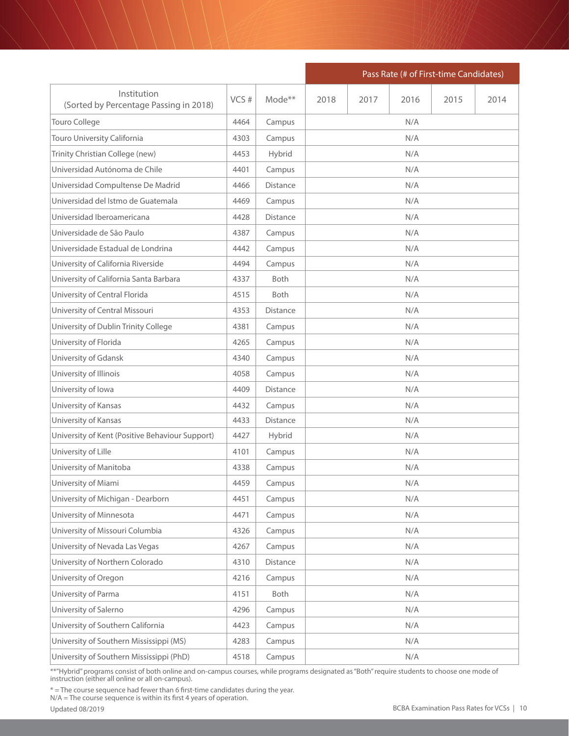| Institution (Sorted by Percentage Passing in 2018) | VCS # | Mode** | Pass Rate (# of First-time Candidates) | | | | |
|---|---|---|---|---|---|---|---|
| | | | 2018 | 2017 | 2016 | 2015 | 2014 |
| Touro College | 4464 | Campus | N/A | | | | |
| Touro University California | 4303 | Campus | N/A | | | | |
| Trinity Christian College (new) | 4453 | Hybrid | N/A | | | | |
| Universidad Autónoma de Chile | 4401 | Campus | N/A | | | | |
| Universidad Compultense De Madrid | 4466 | Distance | N/A | | | | |
| Universidad del Istmo de Guatemala | 4469 | Campus | N/A | | | | |
| Universidad Iberoamericana | 4428 | Distance | N/A | | | | |
| Universidade de São Paulo | 4387 | Campus | N/A | | | | |
| Universidade Estadual de Londrina | 4442 | Campus | N/A | | | | |
| University of California Riverside | 4494 | Campus | N/A | | | | |
| University of California Santa Barbara | 4337 | Both | N/A | | | | |
| University of Central Florida | 4515 | Both | N/A | | | | |
| University of Central Missouri | 4353 | Distance | N/A | | | | |
| University of Dublin Trinity College | 4381 | Campus | N/A | | | | |
| University of Florida | 4265 | Campus | N/A | | | | |
| University of Gdansk | 4340 | Campus | N/A | | | | |
| University of Illinois | 4058 | Campus | N/A | | | | |
| University of Iowa | 4409 | Distance | N/A | | | | |
| University of Kansas | 4432 | Campus | N/A | | | | |
| University of Kansas | 4433 | Distance | N/A | | | | |
| University of Kent (Positive Behaviour Support) | 4427 | Hybrid | N/A | | | | |
| University of Lille | 4101 | Campus | N/A | | | | |
| University of Manitoba | 4338 | Campus | N/A | | | | |
| University of Miami | 4459 | Campus | N/A | | | | |
| University of Michigan - Dearborn | 4451 | Campus | N/A | | | | |
| University of Minnesota | 4471 | Campus | N/A | | | | |
| University of Missouri Columbia | 4326 | Campus | N/A | | | | |
| University of Nevada Las Vegas | 4267 | Campus | N/A | | | | |
| University of Northern Colorado | 4310 | Distance | N/A | | | | |
| University of Oregon | 4216 | Campus | N/A | | | | |
| University of Parma | 4151 | Both | N/A | | | | |
| University of Salerno | 4296 | Campus | N/A | | | | |
| University of Southern California | 4423 | Campus | N/A | | | | |
| University of Southern Mississippi (MS) | 4283 | Campus | N/A | | | | |
| University of Southern Mississippi (PhD) | 4518 | Campus | N/A | | | | |

**"Hybrid" programs consist of both online and on-campus courses, while programs designated as "Both" require students to choose one mode of instruction (either all online or all on-campus).

* = The course sequence had fewer than 6 first-time candidates during the year.
N/A = The course sequence is within its first 4 years of operation.

Updated 08/2019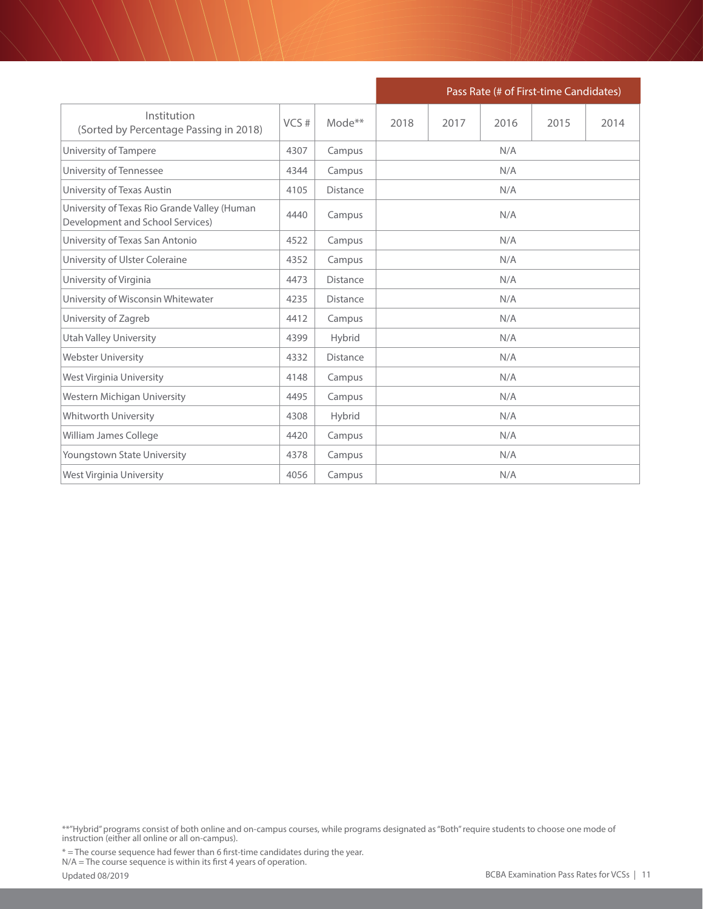| | | | Pass Rate (# of First-time Candidates) | | | | |
|---|---|---|---|---|---|---|---|
| Institution (Sorted by Percentage Passing in 2018) | VCS # | Mode** | 2018 | 2017 | 2016 | 2015 | 2014 |
| University of Tampere | 4307 | Campus | N/A | | | | |
| University of Tennessee | 4344 | Campus | N/A | | | | |
| University of Texas Austin | 4105 | Distance | N/A | | | | |
| University of Texas Rio Grande Valley (Human Development and School Services) | 4440 | Campus | N/A | | | | |
| University of Texas San Antonio | 4522 | Campus | N/A | | | | |
| University of Ulster Coleraine | 4352 | Campus | N/A | | | | |
| University of Virginia | 4473 | Distance | N/A | | | | |
| University of Wisconsin Whitewater | 4235 | Distance | N/A | | | | |
| University of Zagreb | 4412 | Campus | N/A | | | | |
| Utah Valley University | 4399 | Hybrid | N/A | | | | |
| Webster University | 4332 | Distance | N/A | | | | |
| West Virginia University | 4148 | Campus | N/A | | | | |
| Western Michigan University | 4495 | Campus | N/A | | | | |
| Whitworth University | 4308 | Hybrid | N/A | | | | |
| William James College | 4420 | Campus | N/A | | | | |
| Youngstown State University | 4378 | Campus | N/A | | | | |
| West Virginia University | 4056 | Campus | N/A | | | | |

**"Hybrid" programs consist of both online and on-campus courses, while programs designated as "Both" require students to choose one mode of instruction (either all online or all on-campus).

* = The course sequence had fewer than 6 first-time candidates during the year.
N/A = The course sequence is within its first 4 years of operation.

Updated 08/2019